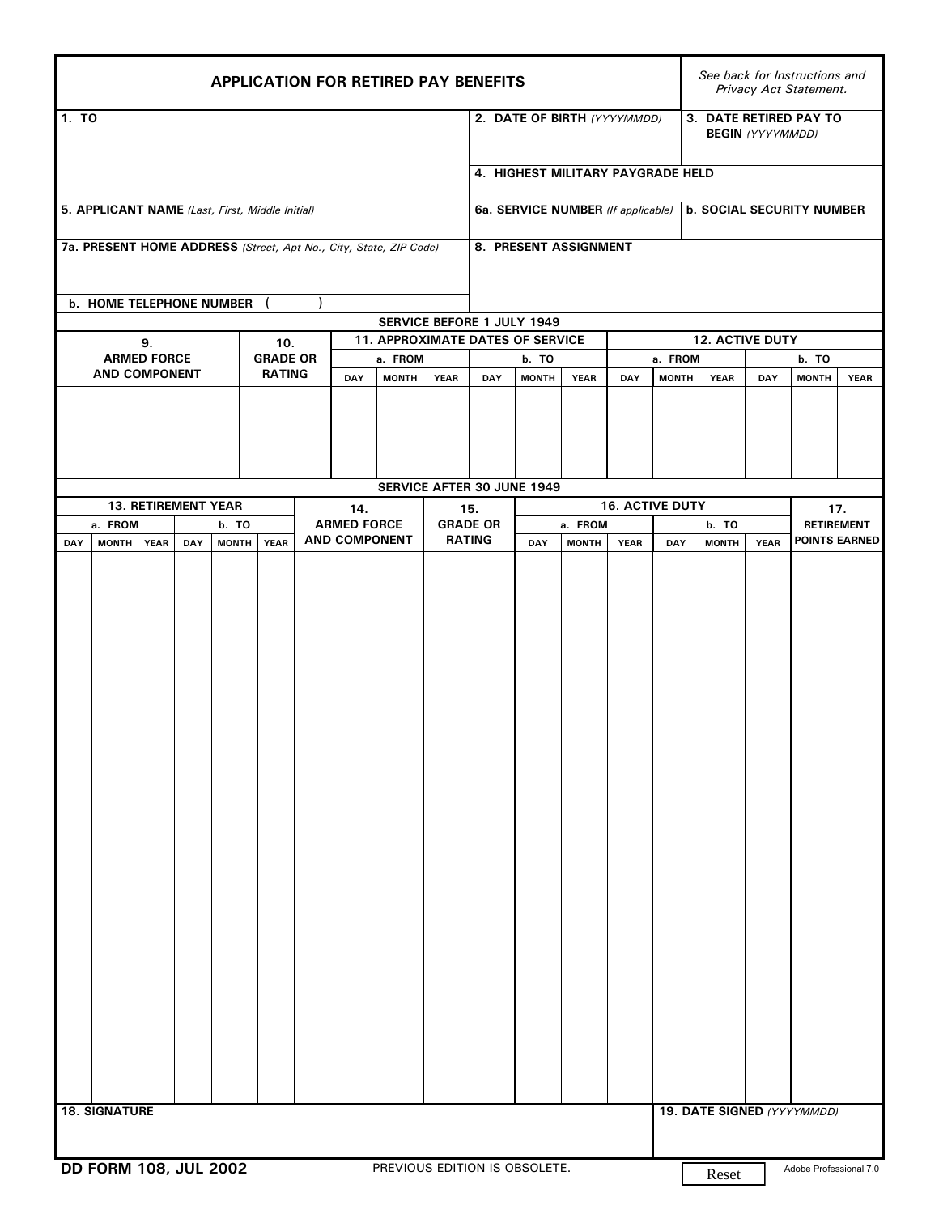# APPLICATION FOR RETIRED PAY BENEFITS

*See back for Instructions and Privacy Act Statement.*

| 1. TO | 2. DATE OF BIRTH *(YYYYMMDD)* | 3. DATE RETIRED PAY TO BEGIN *(YYYYMMDD)* |
|---|---|---|
| | 4. HIGHEST MILITARY PAYGRADE HELD | |
| 5. APPLICANT NAME *(Last, First, Middle Initial)* | 6a. SERVICE NUMBER *(If applicable)* | b. SOCIAL SECURITY NUMBER |
| 7a. PRESENT HOME ADDRESS *(Street, Apt No., City, State, ZIP Code)* | 8. PRESENT ASSIGNMENT | |
| b. HOME TELEPHONE NUMBER ( ) | | |

## SERVICE BEFORE 1 JULY 1949

| 9. ARMED FORCE AND COMPONENT | 10. GRADE OR RATING | 11. APPROXIMATE DATES OF SERVICE | | | | | | 12. ACTIVE DUTY | | | | | |
|---|---|---|---|---|---|---|---|---|---|---|---|---|---|
| | | a. FROM | | | b. TO | | | a. FROM | | | b. TO | | |
| | | DAY | MONTH | YEAR | DAY | MONTH | YEAR | DAY | MONTH | YEAR | DAY | MONTH | YEAR |
| | | | | | | | | | | | | | |

## SERVICE AFTER 30 JUNE 1949

| 13. RETIREMENT YEAR | | | | | | 14. ARMED FORCE AND COMPONENT | 15. GRADE OR RATING | 16. ACTIVE DUTY | | | | | | 17. RETIREMENT POINTS EARNED |
|---|---|---|---|---|---|---|---|---|---|---|---|---|---|---|
| a. FROM | | | b. TO | | | | | a. FROM | | | b. TO | | | |
| DAY | MONTH | YEAR | DAY | MONTH | YEAR | | | DAY | MONTH | YEAR | DAY | MONTH | YEAR | |
| | | | | | | | | | | | | | | |

| 18. SIGNATURE | 19. DATE SIGNED *(YYYYMMDD)* |
|---|---|
| | |

**DD FORM 108, JUL 2002** PREVIOUS EDITION IS OBSOLETE.

Reset

Adobe Professional 7.0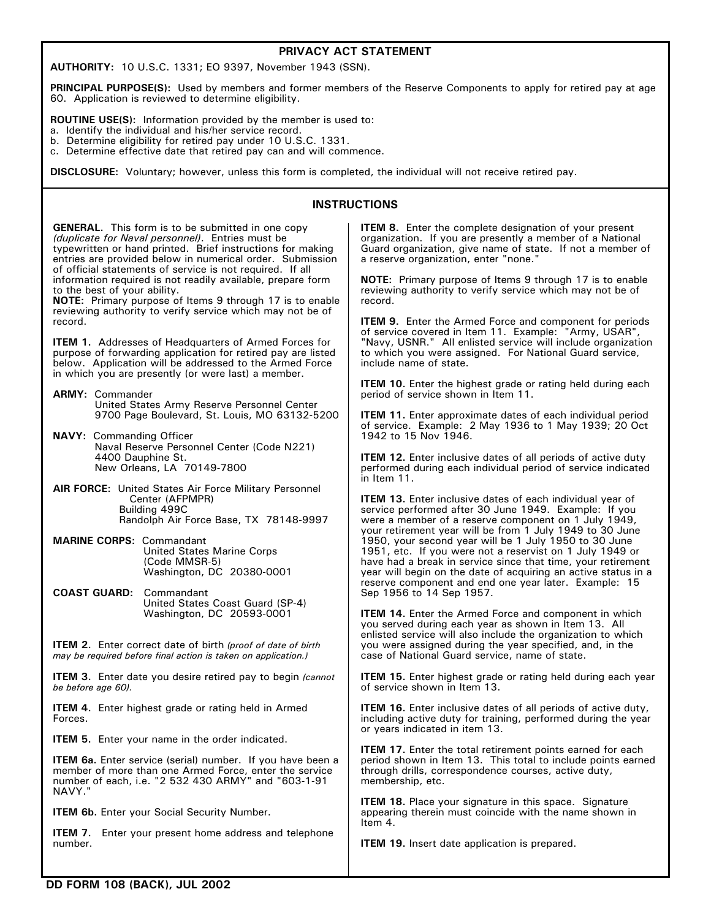## PRIVACY ACT STATEMENT

**AUTHORITY:** 10 U.S.C. 1331; EO 9397, November 1943 (SSN).

**PRINCIPAL PURPOSE(S):** Used by members and former members of the Reserve Components to apply for retired pay at age 60. Application is reviewed to determine eligibility.

**ROUTINE USE(S):** Information provided by the member is used to:
a. Identify the individual and his/her service record.
b. Determine eligibility for retired pay under 10 U.S.C. 1331.
c. Determine effective date that retired pay can and will commence.

**DISCLOSURE:** Voluntary; however, unless this form is completed, the individual will not receive retired pay.

## INSTRUCTIONS

**GENERAL.** This form is to be submitted in one copy *(duplicate for Naval personnel)*. Entries must be typewritten or hand printed. Brief instructions for making entries are provided below in numerical order. Submission of official statements of service is not required. If all information required is not readily available, prepare form to the best of your ability.
**NOTE:** Primary purpose of Items 9 through 17 is to enable reviewing authority to verify service which may not be of record.

**ITEM 1.** Addresses of Headquarters of Armed Forces for purpose of forwarding application for retired pay are listed below. Application will be addressed to the Armed Force in which you are presently (or were last) a member.

**ARMY:** Commander
United States Army Reserve Personnel Center
9700 Page Boulevard, St. Louis, MO 63132-5200

**NAVY:** Commanding Officer
Naval Reserve Personnel Center (Code N221)
4400 Dauphine St.
New Orleans, LA 70149-7800

**AIR FORCE:** United States Air Force Military Personnel Center (AFMPR)
Building 499C
Randolph Air Force Base, TX 78148-9997

**MARINE CORPS:** Commandant
United States Marine Corps
(Code MMSR-5)
Washington, DC 20380-0001

**COAST GUARD:** Commandant
United States Coast Guard (SP-4)
Washington, DC 20593-0001

**ITEM 2.** Enter correct date of birth *(proof of date of birth may be required before final action is taken on application.)*

**ITEM 3.** Enter date you desire retired pay to begin *(cannot be before age 60).*

**ITEM 4.** Enter highest grade or rating held in Armed Forces.

**ITEM 5.** Enter your name in the order indicated.

**ITEM 6a.** Enter service (serial) number. If you have been a member of more than one Armed Force, enter the service number of each, i.e. "2 532 430 ARMY" and "603-1-91 NAVY."

**ITEM 6b.** Enter your Social Security Number.

**ITEM 7.** Enter your present home address and telephone number.

**ITEM 8.** Enter the complete designation of your present organization. If you are presently a member of a National Guard organization, give name of state. If not a member of a reserve organization, enter "none."

**NOTE:** Primary purpose of Items 9 through 17 is to enable reviewing authority to verify service which may not be of record.

**ITEM 9.** Enter the Armed Force and component for periods of service covered in Item 11. Example: "Army, USAR", "Navy, USNR." All enlisted service will include organization to which you were assigned. For National Guard service, include name of state.

**ITEM 10.** Enter the highest grade or rating held during each period of service shown in Item 11.

**ITEM 11.** Enter approximate dates of each individual period of service. Example: 2 May 1936 to 1 May 1939; 20 Oct 1942 to 15 Nov 1946.

**ITEM 12.** Enter inclusive dates of all periods of active duty performed during each individual period of service indicated in Item 11.

**ITEM 13.** Enter inclusive dates of each individual year of service performed after 30 June 1949. Example: If you were a member of a reserve component on 1 July 1949, your retirement year will be from 1 July 1949 to 30 June 1950, your second year will be 1 July 1950 to 30 June 1951, etc. If you were not a reservist on 1 July 1949 or have had a break in service since that time, your retirement year will begin on the date of acquiring an active status in a reserve component and end one year later. Example: 15 Sep 1956 to 14 Sep 1957.

**ITEM 14.** Enter the Armed Force and component in which you served during each year as shown in Item 13. All enlisted service will also include the organization to which you were assigned during the year specified, and, in the case of National Guard service, name of state.

**ITEM 15.** Enter highest grade or rating held during each year of service shown in Item 13.

**ITEM 16.** Enter inclusive dates of all periods of active duty, including active duty for training, performed during the year or years indicated in item 13.

**ITEM 17.** Enter the total retirement points earned for each period shown in Item 13. This total to include points earned through drills, correspondence courses, active duty, membership, etc.

**ITEM 18.** Place your signature in this space. Signature appearing therein must coincide with the name shown in Item 4.

**ITEM 19.** Insert date application is prepared.

DD FORM 108 (BACK), JUL 2002